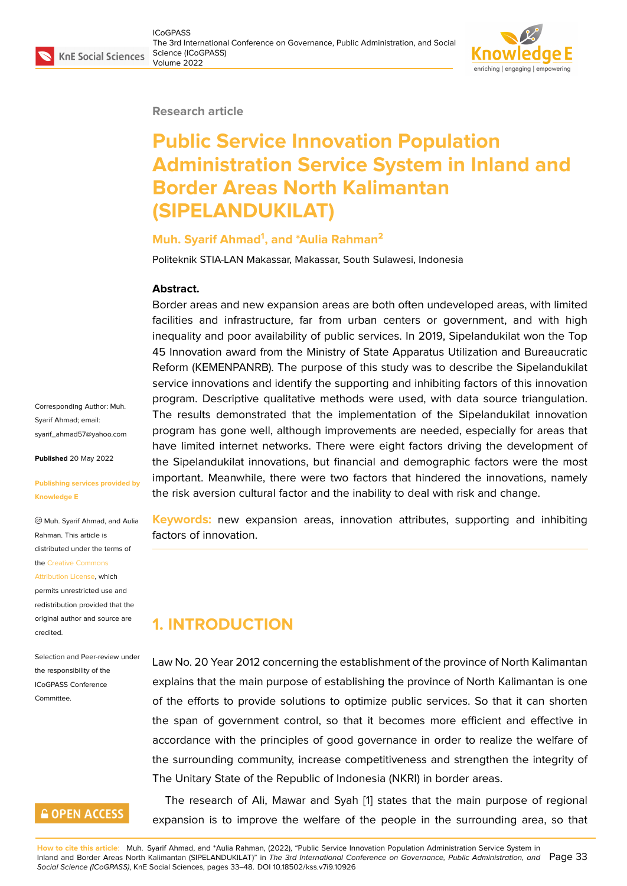Research article

# Public Service Innovation Population Administration Service System in Inland and Border Areas North Kalimantan (SIPELANDUKILAT)

**Muh. Syarif Ahmad[1], and *Aulia Rahman[2]**

Politeknik STIA-LAN Makassar, Makassar, South Sulawesi, Indonesia

**Abstract.**
Border areas and new expansion areas are both often undeveloped areas, with limited facilities and infrastructure, far from urban centers or government, and with high inequality and poor availability of public services. In 2019, Sipelandukilat won the Top 45 Innovation award from the Ministry of State Apparatus Utilization and Bureaucratic Reform (KEMENPANRB). The purpose of this study was to describe the Sipelandukilat service innovations and identify the supporting and inhibiting factors of this innovation program. Descriptive qualitative methods were used, with data source triangulation. The results demonstrated that the implementation of the Sipelandukilat innovation program has gone well, although improvements are needed, especially for areas that have limited internet networks. There were eight factors driving the development of the Sipelandukilat innovations, but financial and demographic factors were the most important. Meanwhile, there were two factors that hindered the innovations, namely the risk aversion cultural factor and the inability to deal with risk and change.

**Keywords:** new expansion areas, innovation attributes, supporting and inhibiting factors of innovation.

Corresponding Author: Muh. Syarif Ahmad; email: syarif_ahmad57@yahoo.com

**Published** 20 May 2022

**Publishing services provided by Knowledge E**

© Muh. Syarif Ahmad, and Aulia Rahman. This article is distributed under the terms of the Creative Commons Attribution License, which permits unrestricted use and redistribution provided that the original author and source are credited.

Selection and Peer-review under the responsibility of the ICoGPASS Conference Committee.

## 1. INTRODUCTION

Law No. 20 Year 2012 concerning the establishment of the province of North Kalimantan explains that the main purpose of establishing the province of North Kalimantan is one of the efforts to provide solutions to optimize public services. So that it can shorten the span of government control, so that it becomes more efficient and effective in accordance with the principles of good governance in order to realize the welfare of the surrounding community, increase competitiveness and strengthen the integrity of The Unitary State of the Republic of Indonesia (NKRI) in border areas.

The research of Ali, Mawar and Syah [1] states that the main purpose of regional expansion is to improve the welfare of the people in the surrounding area, so that

**How to cite this article**: Muh. Syarif Ahmad, and *Aulia Rahman, (2022), "Public Service Innovation Population Administration Service System in Inland and Border Areas North Kalimantan (SIPELANDUKILAT)" in *The 3rd International Conference on Governance, Public Administration, and Social Science (ICoGPASS)*, KnE Social Sciences, pages 33–48. DOI 10.18502/kss.v7i9.10926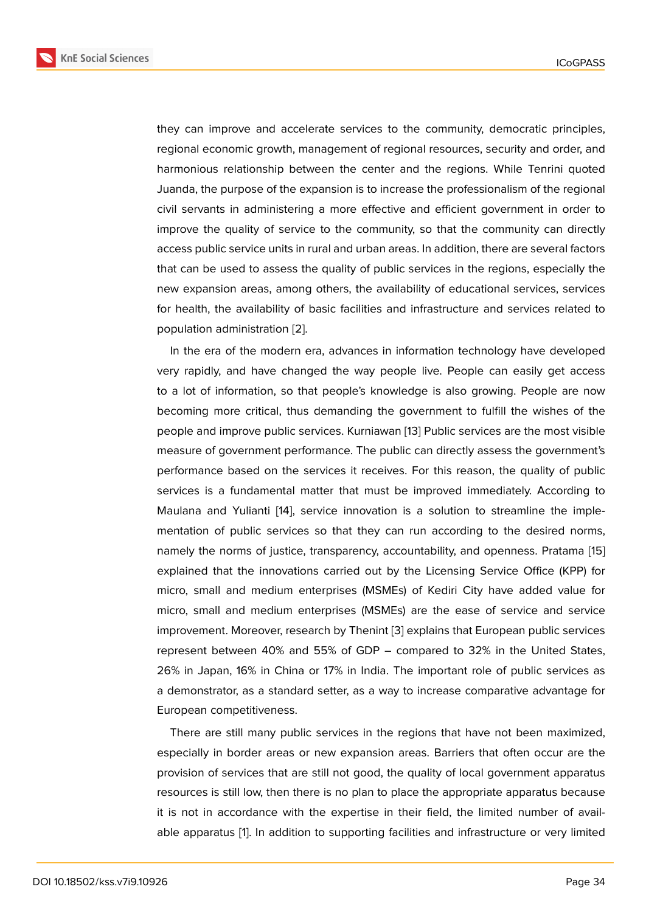they can improve and accelerate services to the community, democratic principles, regional economic growth, management of regional resources, security and order, and harmonious relationship between the center and the regions. While Tenrini quoted Juanda, the purpose of the expansion is to increase the professionalism of the regional civil servants in administering a more effective and efficient government in order to improve the quality of service to the community, so that the community can directly access public service units in rural and urban areas. In addition, there are several factors that can be used to assess the quality of public services in the regions, especially the new expansion areas, among others, the availability of educational services, services for health, the availability of basic facilities and infrastructure and services related to population administration [2].

In the era of the modern era, advances in information technology have developed very rapidly, and have changed the way people live. People can easily get access to a lot of information, so that people's knowledge is also growing. People are now becoming more critical, thus demanding the government to fulfill the wishes of the people and improve public services. Kurniawan [13] Public services are the most visible measure of government performance. The public can directly assess the government's performance based on the services it receives. For this reason, the quality of public services is a fundamental matter that must be improved immediately. According to Maulana and Yulianti [14], service innovation is a solution to streamline the implementation of public services so that they can run according to the desired norms, namely the norms of justice, transparency, accountability, and openness. Pratama [15] explained that the innovations carried out by the Licensing Service Office (KPP) for micro, small and medium enterprises (MSMEs) of Kediri City have added value for micro, small and medium enterprises (MSMEs) are the ease of service and service improvement. Moreover, research by Thenint [3] explains that European public services represent between 40% and 55% of GDP – compared to 32% in the United States, 26% in Japan, 16% in China or 17% in India. The important role of public services as a demonstrator, as a standard setter, as a way to increase comparative advantage for European competitiveness.

There are still many public services in the regions that have not been maximized, especially in border areas or new expansion areas. Barriers that often occur are the provision of services that are still not good, the quality of local government apparatus resources is still low, then there is no plan to place the appropriate apparatus because it is not in accordance with the expertise in their field, the limited number of available apparatus [1]. In addition to supporting facilities and infrastructure or very limited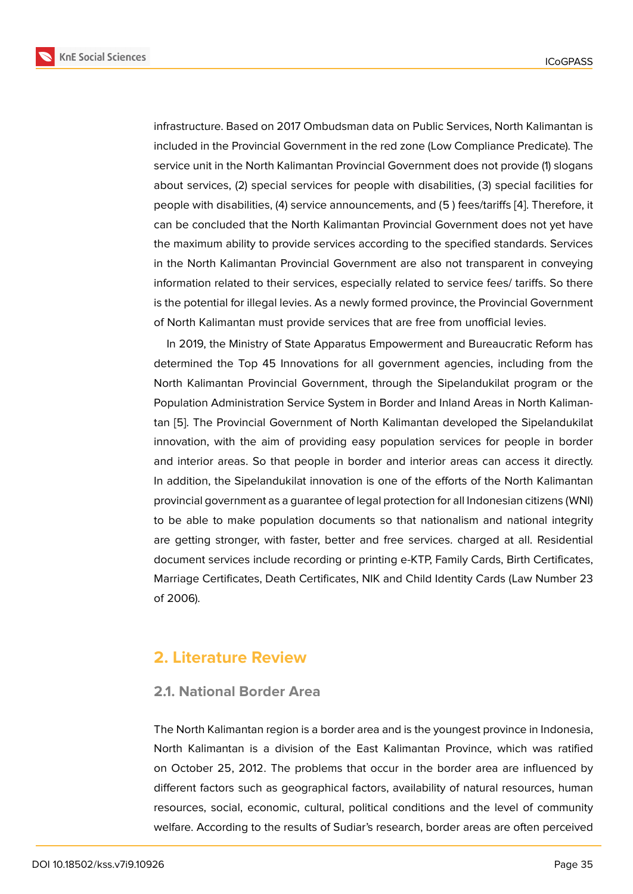infrastructure. Based on 2017 Ombudsman data on Public Services, North Kalimantan is included in the Provincial Government in the red zone (Low Compliance Predicate). The service unit in the North Kalimantan Provincial Government does not provide (1) slogans about services, (2) special services for people with disabilities, (3) special facilities for people with disabilities, (4) service announcements, and (5 ) fees/tariffs [4]. Therefore, it can be concluded that the North Kalimantan Provincial Government does not yet have the maximum ability to provide services according to the specified standards. Services in the North Kalimantan Provincial Government are also not transparent in conveying information related to their services, especially related to service fees/ tariffs. So there is the potential for illegal levies. As a newly formed province, the Provincial Government of North Kalimantan must provide services that are free from unofficial levies.

In 2019, the Ministry of State Apparatus Empowerment and Bureaucratic Reform has determined the Top 45 Innovations for all government agencies, including from the North Kalimantan Provincial Government, through the Sipelandukilat program or the Population Administration Service System in Border and Inland Areas in North Kalimantan [5]. The Provincial Government of North Kalimantan developed the Sipelandukilat innovation, with the aim of providing easy population services for people in border and interior areas. So that people in border and interior areas can access it directly. In addition, the Sipelandukilat innovation is one of the efforts of the North Kalimantan provincial government as a guarantee of legal protection for all Indonesian citizens (WNI) to be able to make population documents so that nationalism and national integrity are getting stronger, with faster, better and free services. charged at all. Residential document services include recording or printing e-KTP, Family Cards, Birth Certificates, Marriage Certificates, Death Certificates, NIK and Child Identity Cards (Law Number 23 of 2006).

## 2. Literature Review

### 2.1. National Border Area

The North Kalimantan region is a border area and is the youngest province in Indonesia, North Kalimantan is a division of the East Kalimantan Province, which was ratified on October 25, 2012. The problems that occur in the border area are influenced by different factors such as geographical factors, availability of natural resources, human resources, social, economic, cultural, political conditions and the level of community welfare. According to the results of Sudiar's research, border areas are often perceived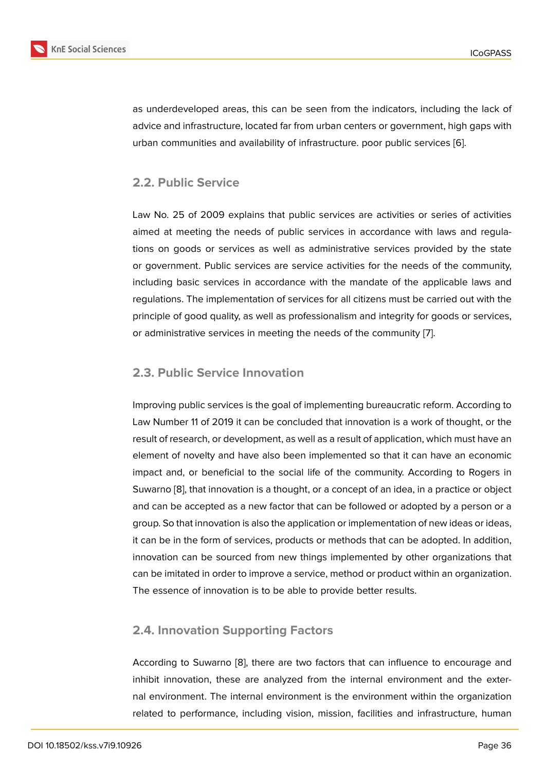as underdeveloped areas, this can be seen from the indicators, including the lack of advice and infrastructure, located far from urban centers or government, high gaps with urban communities and availability of infrastructure. poor public services [6].

### 2.2. Public Service

Law No. 25 of 2009 explains that public services are activities or series of activities aimed at meeting the needs of public services in accordance with laws and regulations on goods or services as well as administrative services provided by the state or government. Public services are service activities for the needs of the community, including basic services in accordance with the mandate of the applicable laws and regulations. The implementation of services for all citizens must be carried out with the principle of good quality, as well as professionalism and integrity for goods or services, or administrative services in meeting the needs of the community [7].

### 2.3. Public Service Innovation

Improving public services is the goal of implementing bureaucratic reform. According to Law Number 11 of 2019 it can be concluded that innovation is a work of thought, or the result of research, or development, as well as a result of application, which must have an element of novelty and have also been implemented so that it can have an economic impact and, or beneficial to the social life of the community. According to Rogers in Suwarno [8], that innovation is a thought, or a concept of an idea, in a practice or object and can be accepted as a new factor that can be followed or adopted by a person or a group. So that innovation is also the application or implementation of new ideas or ideas, it can be in the form of services, products or methods that can be adopted. In addition, innovation can be sourced from new things implemented by other organizations that can be imitated in order to improve a service, method or product within an organization. The essence of innovation is to be able to provide better results.

### 2.4. Innovation Supporting Factors

According to Suwarno [8], there are two factors that can influence to encourage and inhibit innovation, these are analyzed from the internal environment and the external environment. The internal environment is the environment within the organization related to performance, including vision, mission, facilities and infrastructure, human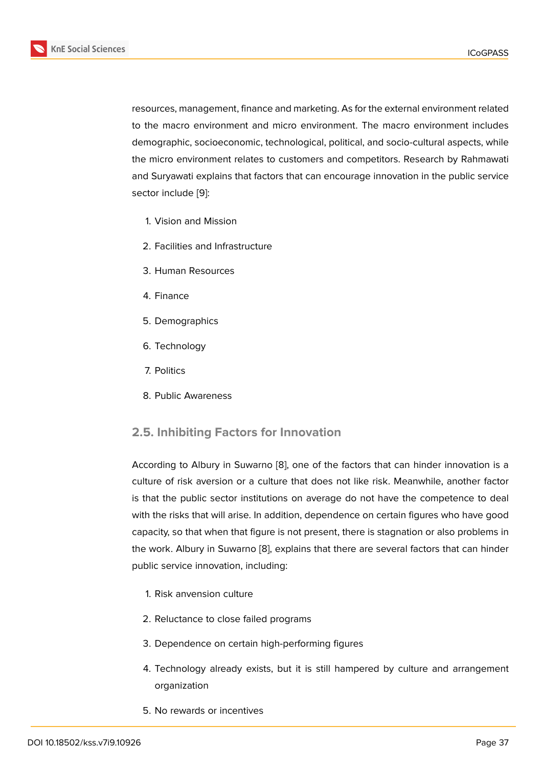resources, management, finance and marketing. As for the external environment related to the macro environment and micro environment. The macro environment includes demographic, socioeconomic, technological, political, and socio-cultural aspects, while the micro environment relates to customers and competitors. Research by Rahmawati and Suryawati explains that factors that can encourage innovation in the public service sector include [9]:

1. Vision and Mission
2. Facilities and Infrastructure
3. Human Resources
4. Finance
5. Demographics
6. Technology
7. Politics
8. Public Awareness

### 2.5. Inhibiting Factors for Innovation

According to Albury in Suwarno [8], one of the factors that can hinder innovation is a culture of risk aversion or a culture that does not like risk. Meanwhile, another factor is that the public sector institutions on average do not have the competence to deal with the risks that will arise. In addition, dependence on certain figures who have good capacity, so that when that figure is not present, there is stagnation or also problems in the work. Albury in Suwarno [8], explains that there are several factors that can hinder public service innovation, including:

1. Risk anvension culture
2. Reluctance to close failed programs
3. Dependence on certain high-performing figures
4. Technology already exists, but it is still hampered by culture and arrangement organization
5. No rewards or incentives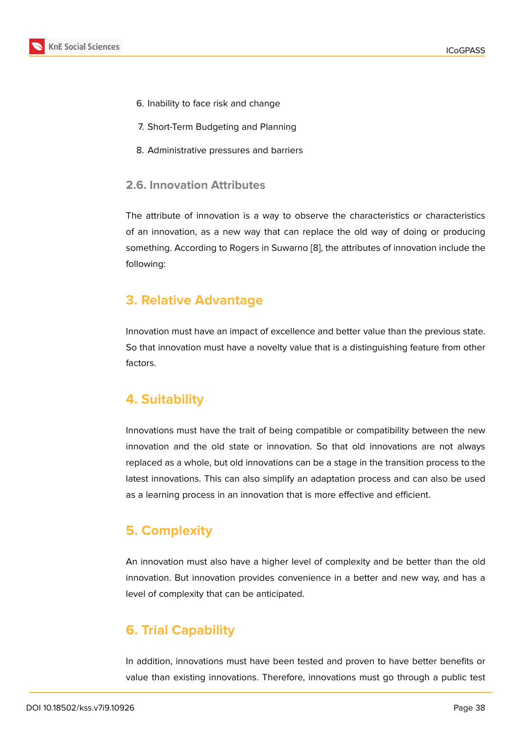6. Inability to face risk and change
7. Short-Term Budgeting and Planning
8. Administrative pressures and barriers

### 2.6. Innovation Attributes

The attribute of innovation is a way to observe the characteristics or characteristics of an innovation, as a new way that can replace the old way of doing or producing something. According to Rogers in Suwarno [8], the attributes of innovation include the following:

## 3. Relative Advantage

Innovation must have an impact of excellence and better value than the previous state. So that innovation must have a novelty value that is a distinguishing feature from other factors.

## 4. Suitability

Innovations must have the trait of being compatible or compatibility between the new innovation and the old state or innovation. So that old innovations are not always replaced as a whole, but old innovations can be a stage in the transition process to the latest innovations. This can also simplify an adaptation process and can also be used as a learning process in an innovation that is more effective and efficient.

## 5. Complexity

An innovation must also have a higher level of complexity and be better than the old innovation. But innovation provides convenience in a better and new way, and has a level of complexity that can be anticipated.

## 6. Trial Capability

In addition, innovations must have been tested and proven to have better benefits or value than existing innovations. Therefore, innovations must go through a public test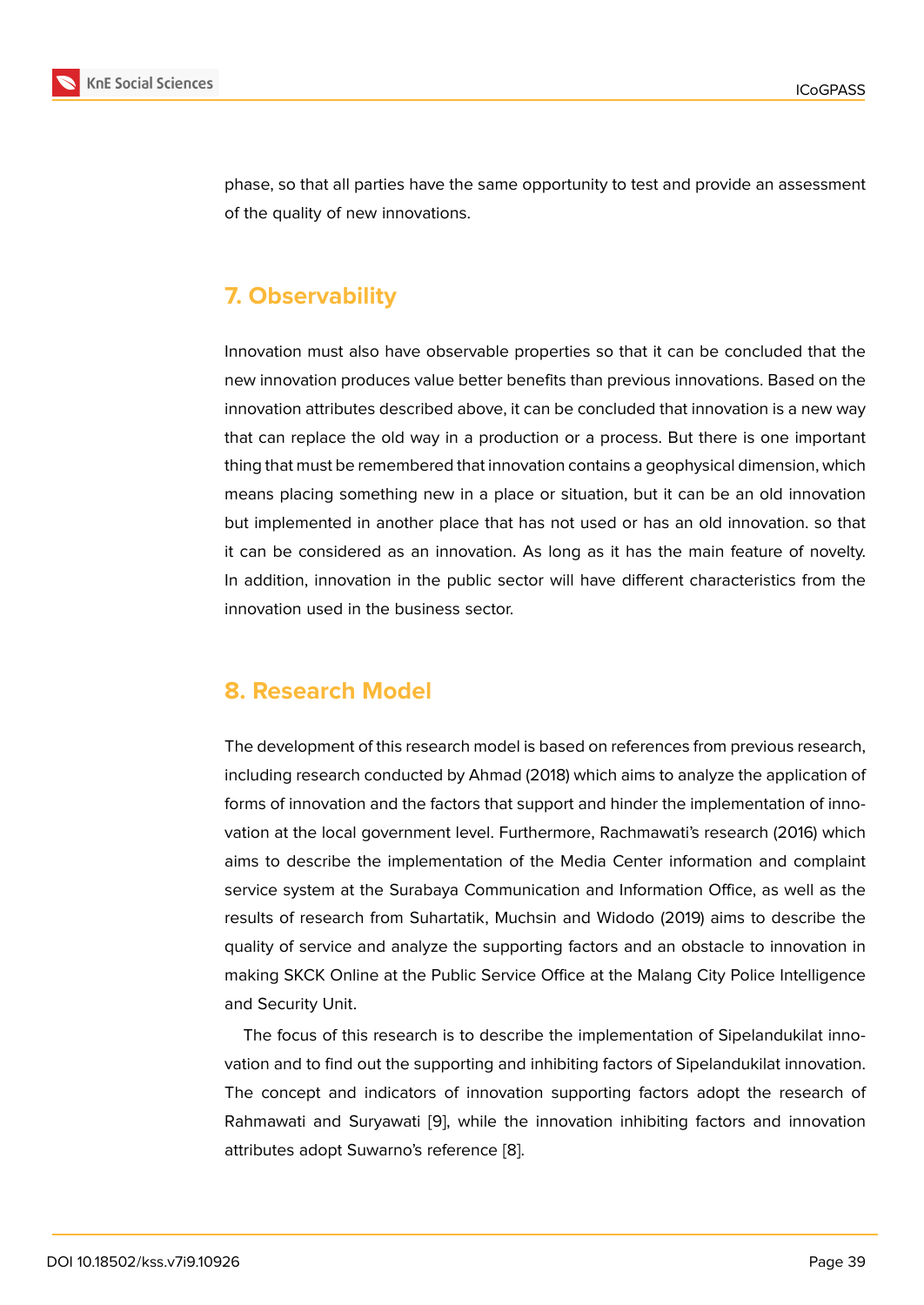phase, so that all parties have the same opportunity to test and provide an assessment of the quality of new innovations.

## 7. Observability

Innovation must also have observable properties so that it can be concluded that the new innovation produces value better benefits than previous innovations. Based on the innovation attributes described above, it can be concluded that innovation is a new way that can replace the old way in a production or a process. But there is one important thing that must be remembered that innovation contains a geophysical dimension, which means placing something new in a place or situation, but it can be an old innovation but implemented in another place that has not used or has an old innovation. so that it can be considered as an innovation. As long as it has the main feature of novelty. In addition, innovation in the public sector will have different characteristics from the innovation used in the business sector.

## 8. Research Model

The development of this research model is based on references from previous research, including research conducted by Ahmad (2018) which aims to analyze the application of forms of innovation and the factors that support and hinder the implementation of innovation at the local government level. Furthermore, Rachmawati's research (2016) which aims to describe the implementation of the Media Center information and complaint service system at the Surabaya Communication and Information Office, as well as the results of research from Suhartatik, Muchsin and Widodo (2019) aims to describe the quality of service and analyze the supporting factors and an obstacle to innovation in making SKCK Online at the Public Service Office at the Malang City Police Intelligence and Security Unit.

The focus of this research is to describe the implementation of Sipelandukilat innovation and to find out the supporting and inhibiting factors of Sipelandukilat innovation. The concept and indicators of innovation supporting factors adopt the research of Rahmawati and Suryawati [9], while the innovation inhibiting factors and innovation attributes adopt Suwarno's reference [8].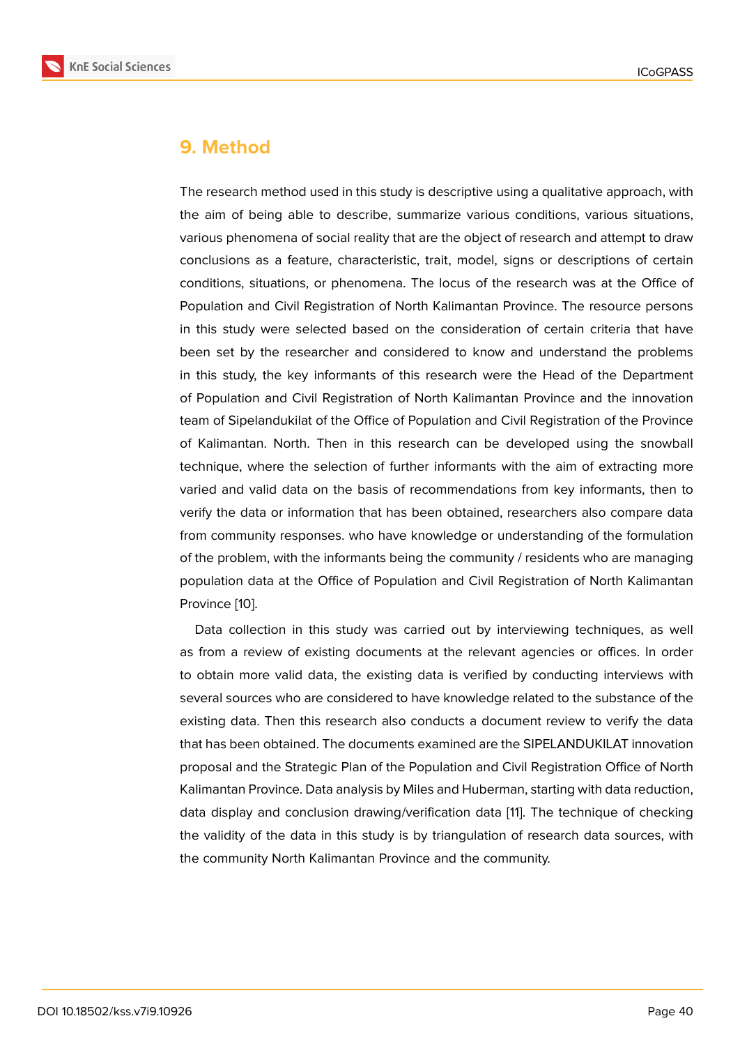## 9. Method

The research method used in this study is descriptive using a qualitative approach, with the aim of being able to describe, summarize various conditions, various situations, various phenomena of social reality that are the object of research and attempt to draw conclusions as a feature, characteristic, trait, model, signs or descriptions of certain conditions, situations, or phenomena. The locus of the research was at the Office of Population and Civil Registration of North Kalimantan Province. The resource persons in this study were selected based on the consideration of certain criteria that have been set by the researcher and considered to know and understand the problems in this study, the key informants of this research were the Head of the Department of Population and Civil Registration of North Kalimantan Province and the innovation team of Sipelandukilat of the Office of Population and Civil Registration of the Province of Kalimantan. North. Then in this research can be developed using the snowball technique, where the selection of further informants with the aim of extracting more varied and valid data on the basis of recommendations from key informants, then to verify the data or information that has been obtained, researchers also compare data from community responses. who have knowledge or understanding of the formulation of the problem, with the informants being the community / residents who are managing population data at the Office of Population and Civil Registration of North Kalimantan Province [10].

Data collection in this study was carried out by interviewing techniques, as well as from a review of existing documents at the relevant agencies or offices. In order to obtain more valid data, the existing data is verified by conducting interviews with several sources who are considered to have knowledge related to the substance of the existing data. Then this research also conducts a document review to verify the data that has been obtained. The documents examined are the SIPELANDUKILAT innovation proposal and the Strategic Plan of the Population and Civil Registration Office of North Kalimantan Province. Data analysis by Miles and Huberman, starting with data reduction, data display and conclusion drawing/verification data [11]. The technique of checking the validity of the data in this study is by triangulation of research data sources, with the community North Kalimantan Province and the community.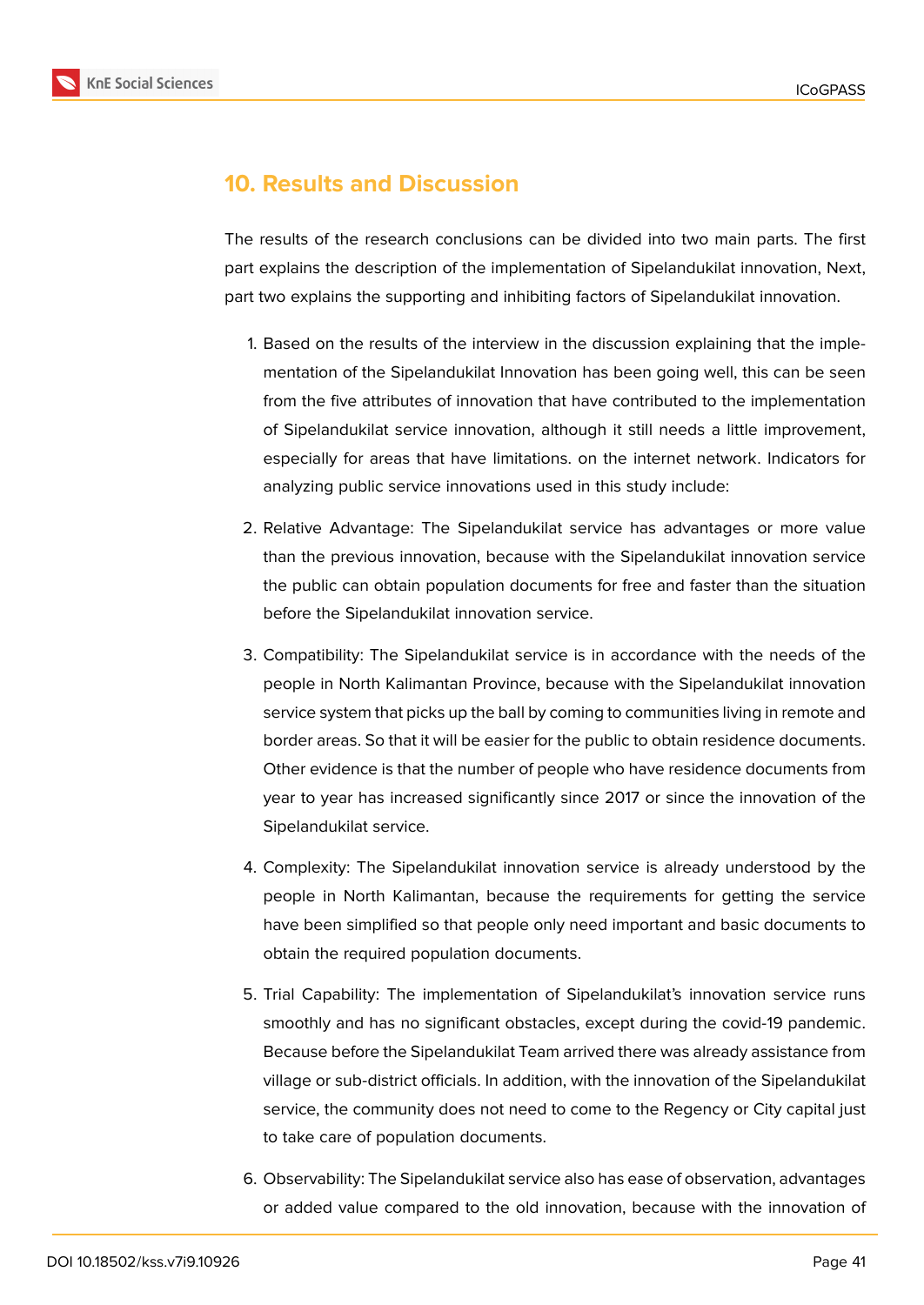## 10. Results and Discussion

The results of the research conclusions can be divided into two main parts. The first part explains the description of the implementation of Sipelandukilat innovation, Next, part two explains the supporting and inhibiting factors of Sipelandukilat innovation.

1. Based on the results of the interview in the discussion explaining that the implementation of the Sipelandukilat Innovation has been going well, this can be seen from the five attributes of innovation that have contributed to the implementation of Sipelandukilat service innovation, although it still needs a little improvement, especially for areas that have limitations. on the internet network. Indicators for analyzing public service innovations used in this study include:

2. Relative Advantage: The Sipelandukilat service has advantages or more value than the previous innovation, because with the Sipelandukilat innovation service the public can obtain population documents for free and faster than the situation before the Sipelandukilat innovation service.

3. Compatibility: The Sipelandukilat service is in accordance with the needs of the people in North Kalimantan Province, because with the Sipelandukilat innovation service system that picks up the ball by coming to communities living in remote and border areas. So that it will be easier for the public to obtain residence documents. Other evidence is that the number of people who have residence documents from year to year has increased significantly since 2017 or since the innovation of the Sipelandukilat service.

4. Complexity: The Sipelandukilat innovation service is already understood by the people in North Kalimantan, because the requirements for getting the service have been simplified so that people only need important and basic documents to obtain the required population documents.

5. Trial Capability: The implementation of Sipelandukilat's innovation service runs smoothly and has no significant obstacles, except during the covid-19 pandemic. Because before the Sipelandukilat Team arrived there was already assistance from village or sub-district officials. In addition, with the innovation of the Sipelandukilat service, the community does not need to come to the Regency or City capital just to take care of population documents.

6. Observability: The Sipelandukilat service also has ease of observation, advantages or added value compared to the old innovation, because with the innovation of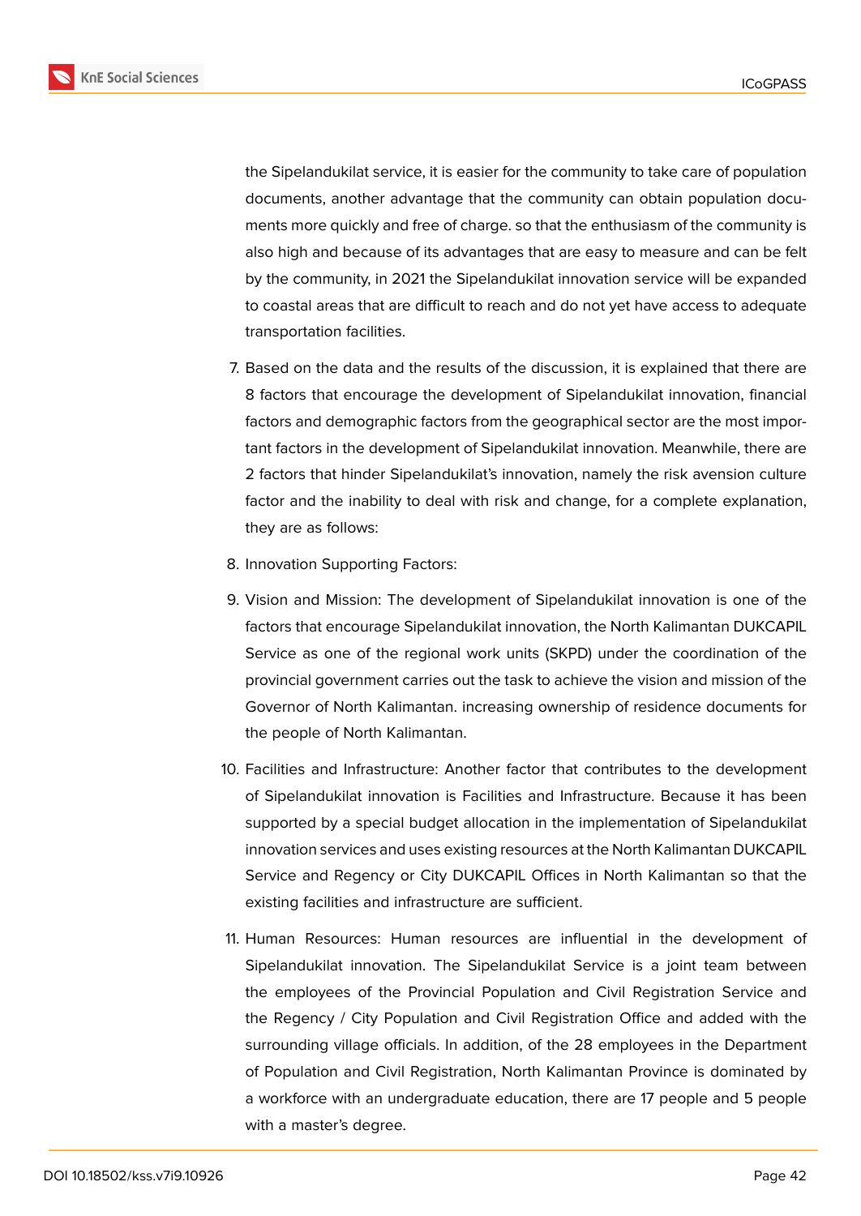the Sipelandukilat service, it is easier for the community to take care of population documents, another advantage that the community can obtain population documents more quickly and free of charge. so that the enthusiasm of the community is also high and because of its advantages that are easy to measure and can be felt by the community, in 2021 the Sipelandukilat innovation service will be expanded to coastal areas that are difficult to reach and do not yet have access to adequate transportation facilities.

7. Based on the data and the results of the discussion, it is explained that there are 8 factors that encourage the development of Sipelandukilat innovation, financial factors and demographic factors from the geographical sector are the most important factors in the development of Sipelandukilat innovation. Meanwhile, there are 2 factors that hinder Sipelandukilat's innovation, namely the risk avension culture factor and the inability to deal with risk and change, for a complete explanation, they are as follows:

8. Innovation Supporting Factors:

9. Vision and Mission: The development of Sipelandukilat innovation is one of the factors that encourage Sipelandukilat innovation, the North Kalimantan DUKCAPIL Service as one of the regional work units (SKPD) under the coordination of the provincial government carries out the task to achieve the vision and mission of the Governor of North Kalimantan. increasing ownership of residence documents for the people of North Kalimantan.

10. Facilities and Infrastructure: Another factor that contributes to the development of Sipelandukilat innovation is Facilities and Infrastructure. Because it has been supported by a special budget allocation in the implementation of Sipelandukilat innovation services and uses existing resources at the North Kalimantan DUKCAPIL Service and Regency or City DUKCAPIL Offices in North Kalimantan so that the existing facilities and infrastructure are sufficient.

11. Human Resources: Human resources are influential in the development of Sipelandukilat innovation. The Sipelandukilat Service is a joint team between the employees of the Provincial Population and Civil Registration Service and the Regency / City Population and Civil Registration Office and added with the surrounding village officials. In addition, of the 28 employees in the Department of Population and Civil Registration, North Kalimantan Province is dominated by a workforce with an undergraduate education, there are 17 people and 5 people with a master's degree.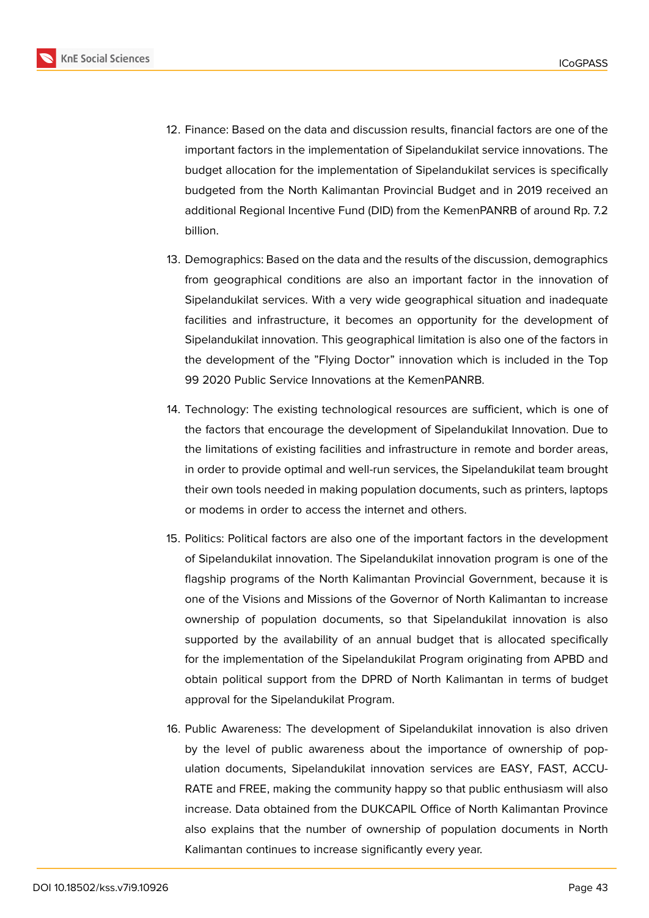12. Finance: Based on the data and discussion results, financial factors are one of the important factors in the implementation of Sipelandukilat service innovations. The budget allocation for the implementation of Sipelandukilat services is specifically budgeted from the North Kalimantan Provincial Budget and in 2019 received an additional Regional Incentive Fund (DID) from the KemenPANRB of around Rp. 7.2 billion.
13. Demographics: Based on the data and the results of the discussion, demographics from geographical conditions are also an important factor in the innovation of Sipelandukilat services. With a very wide geographical situation and inadequate facilities and infrastructure, it becomes an opportunity for the development of Sipelandukilat innovation. This geographical limitation is also one of the factors in the development of the "Flying Doctor" innovation which is included in the Top 99 2020 Public Service Innovations at the KemenPANRB.
14. Technology: The existing technological resources are sufficient, which is one of the factors that encourage the development of Sipelandukilat Innovation. Due to the limitations of existing facilities and infrastructure in remote and border areas, in order to provide optimal and well-run services, the Sipelandukilat team brought their own tools needed in making population documents, such as printers, laptops or modems in order to access the internet and others.
15. Politics: Political factors are also one of the important factors in the development of Sipelandukilat innovation. The Sipelandukilat innovation program is one of the flagship programs of the North Kalimantan Provincial Government, because it is one of the Visions and Missions of the Governor of North Kalimantan to increase ownership of population documents, so that Sipelandukilat innovation is also supported by the availability of an annual budget that is allocated specifically for the implementation of the Sipelandukilat Program originating from APBD and obtain political support from the DPRD of North Kalimantan in terms of budget approval for the Sipelandukilat Program.
16. Public Awareness: The development of Sipelandukilat innovation is also driven by the level of public awareness about the importance of ownership of population documents, Sipelandukilat innovation services are EASY, FAST, ACCURATE and FREE, making the community happy so that public enthusiasm will also increase. Data obtained from the DUKCAPIL Office of North Kalimantan Province also explains that the number of ownership of population documents in North Kalimantan continues to increase significantly every year.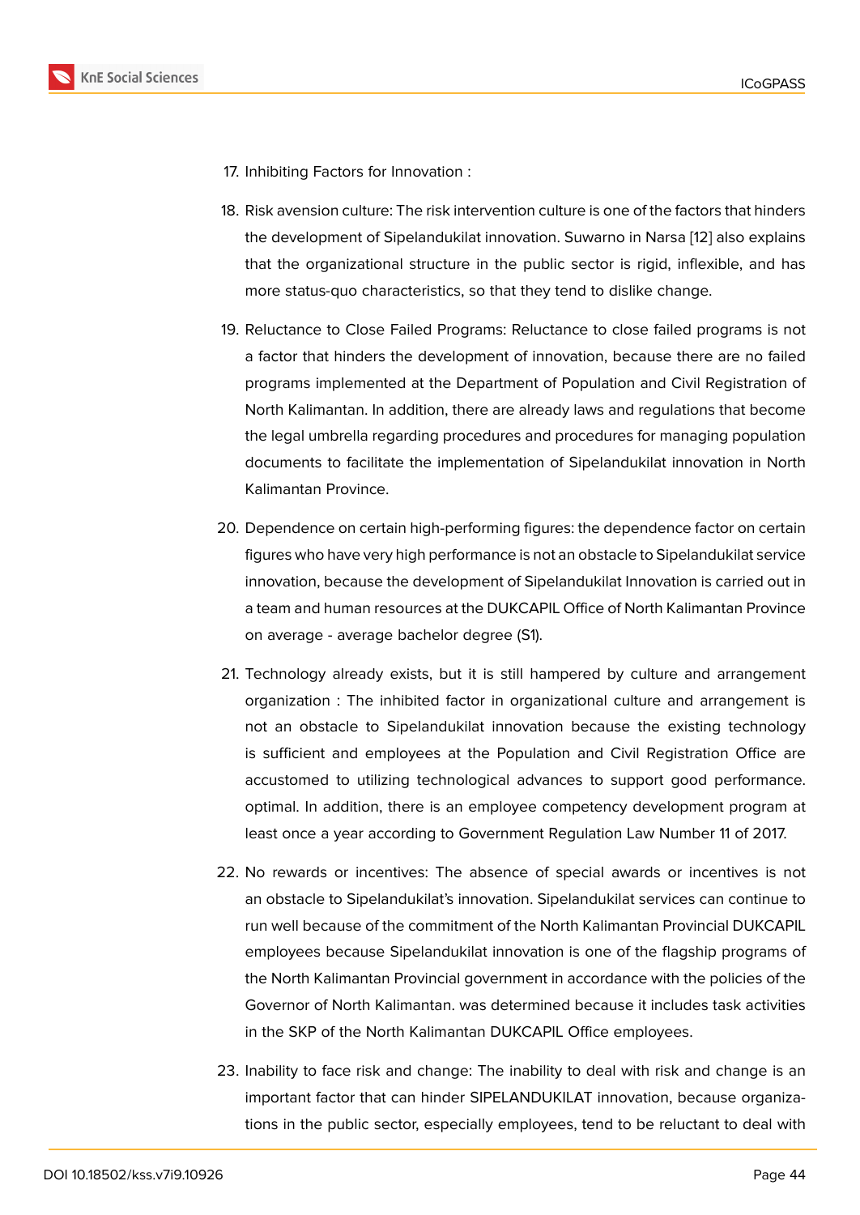17. Inhibiting Factors for Innovation :

18. Risk avension culture: The risk intervention culture is one of the factors that hinders the development of Sipelandukilat innovation. Suwarno in Narsa [12] also explains that the organizational structure in the public sector is rigid, inflexible, and has more status-quo characteristics, so that they tend to dislike change.

19. Reluctance to Close Failed Programs: Reluctance to close failed programs is not a factor that hinders the development of innovation, because there are no failed programs implemented at the Department of Population and Civil Registration of North Kalimantan. In addition, there are already laws and regulations that become the legal umbrella regarding procedures and procedures for managing population documents to facilitate the implementation of Sipelandukilat innovation in North Kalimantan Province.

20. Dependence on certain high-performing figures: the dependence factor on certain figures who have very high performance is not an obstacle to Sipelandukilat service innovation, because the development of Sipelandukilat Innovation is carried out in a team and human resources at the DUKCAPIL Office of North Kalimantan Province on average - average bachelor degree (S1).

21. Technology already exists, but it is still hampered by culture and arrangement organization : The inhibited factor in organizational culture and arrangement is not an obstacle to Sipelandukilat innovation because the existing technology is sufficient and employees at the Population and Civil Registration Office are accustomed to utilizing technological advances to support good performance. optimal. In addition, there is an employee competency development program at least once a year according to Government Regulation Law Number 11 of 2017.

22. No rewards or incentives: The absence of special awards or incentives is not an obstacle to Sipelandukilat's innovation. Sipelandukilat services can continue to run well because of the commitment of the North Kalimantan Provincial DUKCAPIL employees because Sipelandukilat innovation is one of the flagship programs of the North Kalimantan Provincial government in accordance with the policies of the Governor of North Kalimantan. was determined because it includes task activities in the SKP of the North Kalimantan DUKCAPIL Office employees.

23. Inability to face risk and change: The inability to deal with risk and change is an important factor that can hinder SIPELANDUKILAT innovation, because organizations in the public sector, especially employees, tend to be reluctant to deal with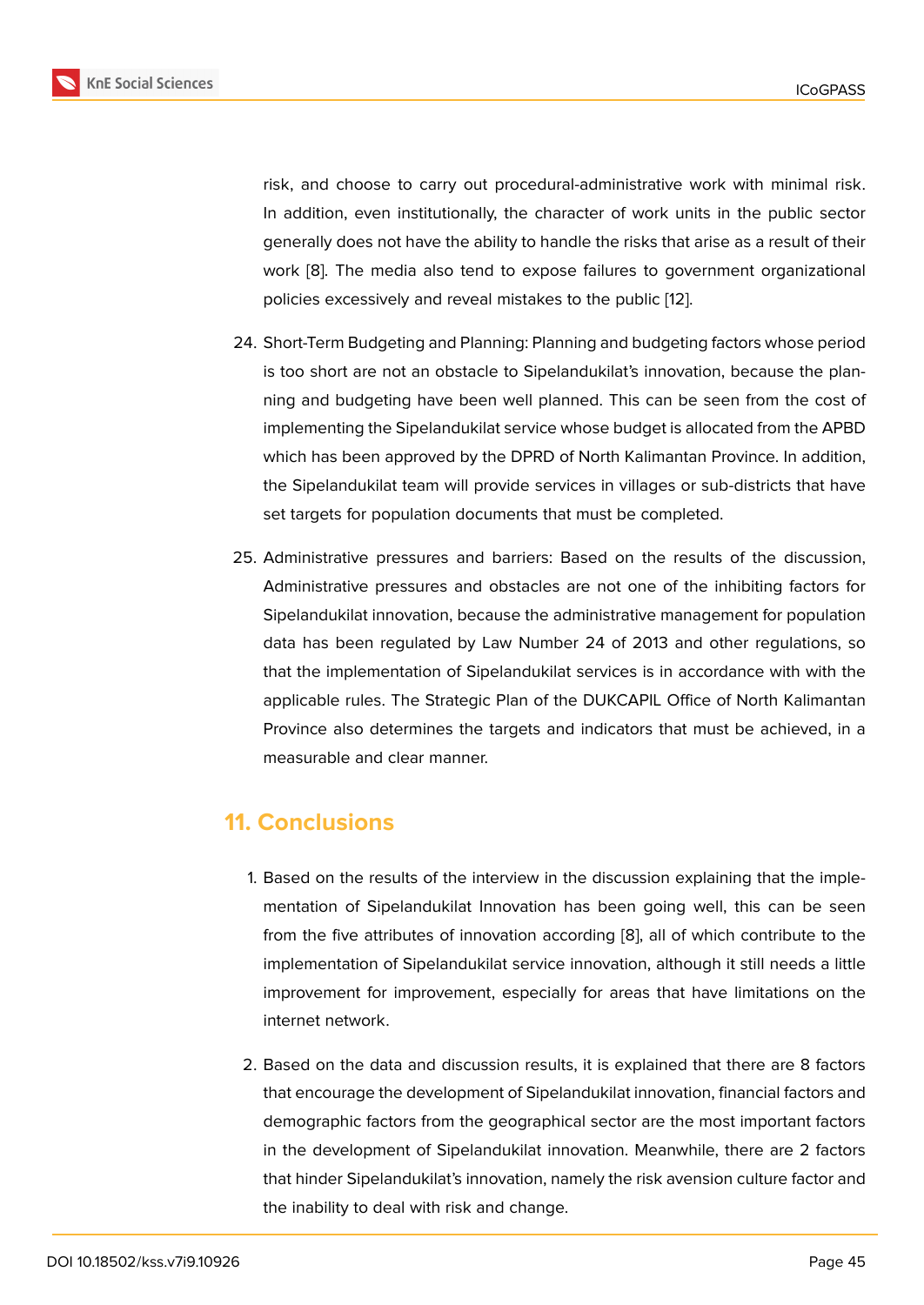risk, and choose to carry out procedural-administrative work with minimal risk. In addition, even institutionally, the character of work units in the public sector generally does not have the ability to handle the risks that arise as a result of their work [8]. The media also tend to expose failures to government organizational policies excessively and reveal mistakes to the public [12].

24. Short-Term Budgeting and Planning: Planning and budgeting factors whose period is too short are not an obstacle to Sipelandukilat's innovation, because the planning and budgeting have been well planned. This can be seen from the cost of implementing the Sipelandukilat service whose budget is allocated from the APBD which has been approved by the DPRD of North Kalimantan Province. In addition, the Sipelandukilat team will provide services in villages or sub-districts that have set targets for population documents that must be completed.

25. Administrative pressures and barriers: Based on the results of the discussion, Administrative pressures and obstacles are not one of the inhibiting factors for Sipelandukilat innovation, because the administrative management for population data has been regulated by Law Number 24 of 2013 and other regulations, so that the implementation of Sipelandukilat services is in accordance with with the applicable rules. The Strategic Plan of the DUKCAPIL Office of North Kalimantan Province also determines the targets and indicators that must be achieved, in a measurable and clear manner.

## 11. Conclusions

1. Based on the results of the interview in the discussion explaining that the implementation of Sipelandukilat Innovation has been going well, this can be seen from the five attributes of innovation according [8], all of which contribute to the implementation of Sipelandukilat service innovation, although it still needs a little improvement for improvement, especially for areas that have limitations on the internet network.

2. Based on the data and discussion results, it is explained that there are 8 factors that encourage the development of Sipelandukilat innovation, financial factors and demographic factors from the geographical sector are the most important factors in the development of Sipelandukilat innovation. Meanwhile, there are 2 factors that hinder Sipelandukilat's innovation, namely the risk avension culture factor and the inability to deal with risk and change.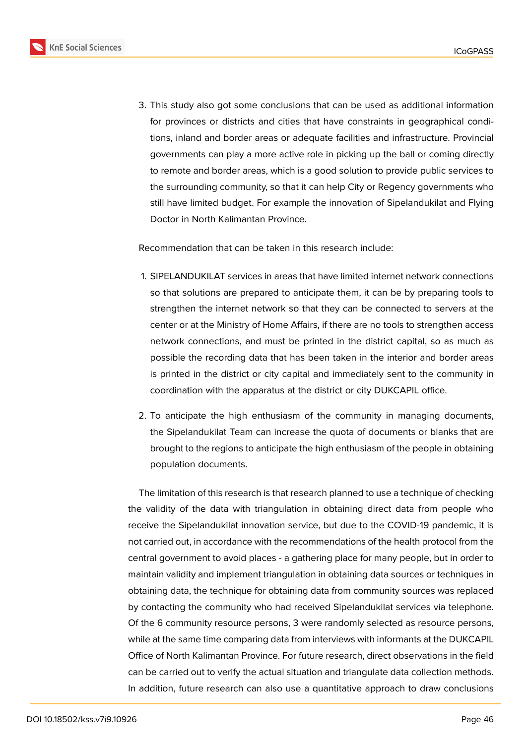3. This study also got some conclusions that can be used as additional information for provinces or districts and cities that have constraints in geographical conditions, inland and border areas or adequate facilities and infrastructure. Provincial governments can play a more active role in picking up the ball or coming directly to remote and border areas, which is a good solution to provide public services to the surrounding community, so that it can help City or Regency governments who still have limited budget. For example the innovation of Sipelandukilat and Flying Doctor in North Kalimantan Province.

Recommendation that can be taken in this research include:

1. SIPELANDUKILAT services in areas that have limited internet network connections so that solutions are prepared to anticipate them, it can be by preparing tools to strengthen the internet network so that they can be connected to servers at the center or at the Ministry of Home Affairs, if there are no tools to strengthen access network connections, and must be printed in the district capital, so as much as possible the recording data that has been taken in the interior and border areas is printed in the district or city capital and immediately sent to the community in coordination with the apparatus at the district or city DUKCAPIL office.

2. To anticipate the high enthusiasm of the community in managing documents, the Sipelandukilat Team can increase the quota of documents or blanks that are brought to the regions to anticipate the high enthusiasm of the people in obtaining population documents.

The limitation of this research is that research planned to use a technique of checking the validity of the data with triangulation in obtaining direct data from people who receive the Sipelandukilat innovation service, but due to the COVID-19 pandemic, it is not carried out, in accordance with the recommendations of the health protocol from the central government to avoid places - a gathering place for many people, but in order to maintain validity and implement triangulation in obtaining data sources or techniques in obtaining data, the technique for obtaining data from community sources was replaced by contacting the community who had received Sipelandukilat services via telephone. Of the 6 community resource persons, 3 were randomly selected as resource persons, while at the same time comparing data from interviews with informants at the DUKCAPIL Office of North Kalimantan Province. For future research, direct observations in the field can be carried out to verify the actual situation and triangulate data collection methods. In addition, future research can also use a quantitative approach to draw conclusions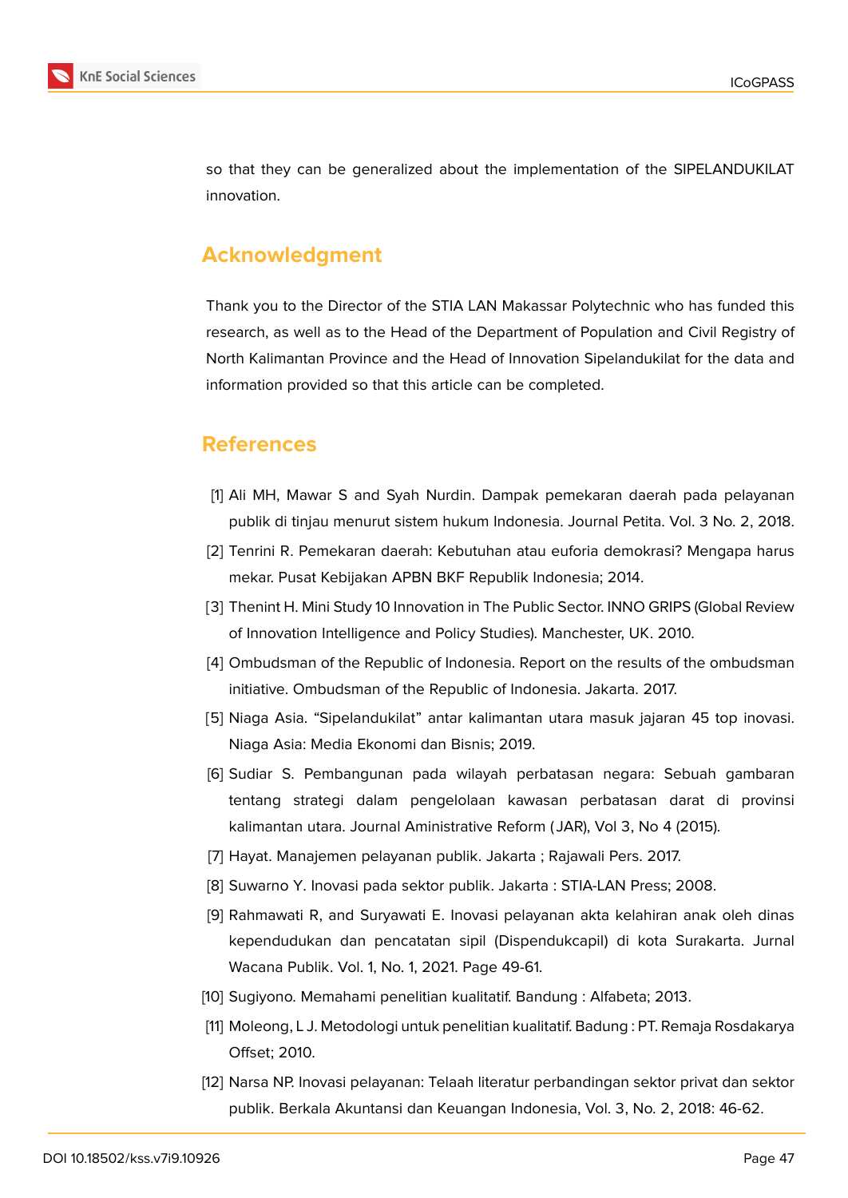so that they can be generalized about the implementation of the SIPELANDUKILAT innovation.

## Acknowledgment

Thank you to the Director of the STIA LAN Makassar Polytechnic who has funded this research, as well as to the Head of the Department of Population and Civil Registry of North Kalimantan Province and the Head of Innovation Sipelandukilat for the data and information provided so that this article can be completed.

## References

[1] Ali MH, Mawar S and Syah Nurdin. Dampak pemekaran daerah pada pelayanan publik di tinjau menurut sistem hukum Indonesia. Journal Petita. Vol. 3 No. 2, 2018.

[2] Tenrini R. Pemekaran daerah: Kebutuhan atau euforia demokrasi? Mengapa harus mekar. Pusat Kebijakan APBN BKF Republik Indonesia; 2014.

[3] Thenint H. Mini Study 10 Innovation in The Public Sector. INNO GRIPS (Global Review of Innovation Intelligence and Policy Studies). Manchester, UK. 2010.

[4] Ombudsman of the Republic of Indonesia. Report on the results of the ombudsman initiative. Ombudsman of the Republic of Indonesia. Jakarta. 2017.

[5] Niaga Asia. “Sipelandukilat” antar kalimantan utara masuk jajaran 45 top inovasi. Niaga Asia: Media Ekonomi dan Bisnis; 2019.

[6] Sudiar S. Pembangunan pada wilayah perbatasan negara: Sebuah gambaran tentang strategi dalam pengelolaan kawasan perbatasan darat di provinsi kalimantan utara. Journal Aministrative Reform (JAR), Vol 3, No 4 (2015).

[7] Hayat. Manajemen pelayanan publik. Jakarta ; Rajawali Pers. 2017.

[8] Suwarno Y. Inovasi pada sektor publik. Jakarta : STIA-LAN Press; 2008.

[9] Rahmawati R, and Suryawati E. Inovasi pelayanan akta kelahiran anak oleh dinas kependudukan dan pencatatan sipil (Dispendukcapil) di kota Surakarta. Jurnal Wacana Publik. Vol. 1, No. 1, 2021. Page 49-61.

[10] Sugiyono. Memahami penelitian kualitatif. Bandung : Alfabeta; 2013.

[11] Moleong, L J. Metodologi untuk penelitian kualitatif. Badung : PT. Remaja Rosdakarya Offset; 2010.

[12] Narsa NP. Inovasi pelayanan: Telaah literatur perbandingan sektor privat dan sektor publik. Berkala Akuntansi dan Keuangan Indonesia, Vol. 3, No. 2, 2018: 46-62.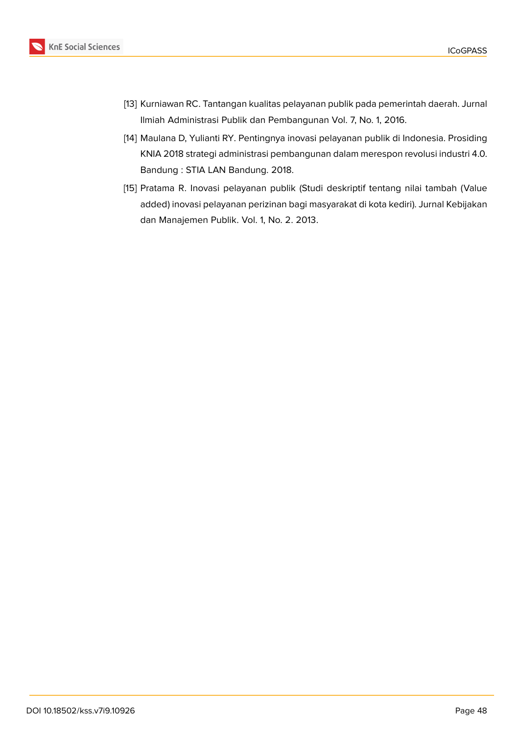[13] Kurniawan RC. Tantangan kualitas pelayanan publik pada pemerintah daerah. Jurnal Ilmiah Administrasi Publik dan Pembangunan Vol. 7, No. 1, 2016.

[14] Maulana D, Yulianti RY. Pentingnya inovasi pelayanan publik di Indonesia. Prosiding KNIA 2018 strategi administrasi pembangunan dalam merespon revolusi industri 4.0. Bandung : STIA LAN Bandung. 2018.

[15] Pratama R. Inovasi pelayanan publik (Studi deskriptif tentang nilai tambah (Value added) inovasi pelayanan perizinan bagi masyarakat di kota kediri). Jurnal Kebijakan dan Manajemen Publik. Vol. 1, No. 2. 2013.